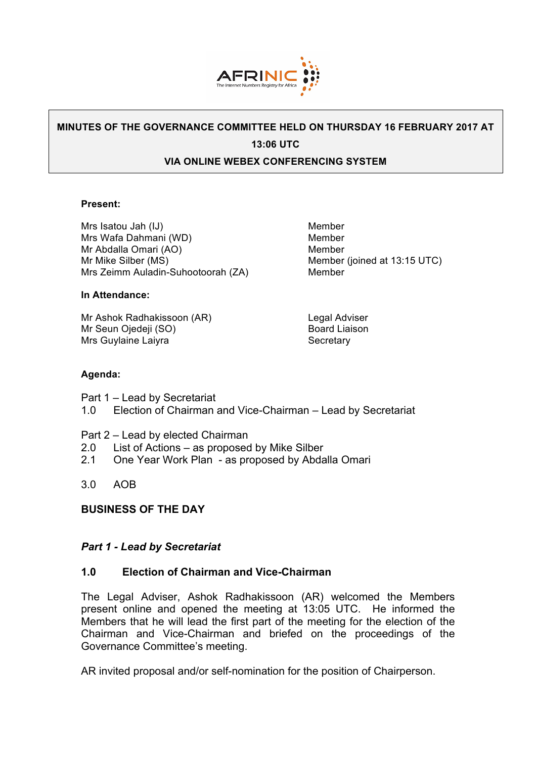# MINUTES OF THE GOVERNANCE COMMITTEE HELD ON THURSDAY 16 FEBRUARY 2017 AT 13:06 UTC

## VIA ONLINE WEBEX CONFERENCING SYSTEM

**Present:**

| | |
|---|---|
| Mrs Isatou Jah (IJ) | Member |
| Mrs Wafa Dahmani (WD) | Member |
| Mr Abdalla Omari (AO) | Member |
| Mr Mike Silber (MS) | Member (joined at 13:15 UTC) |
| Mrs Zeimm Auladin-Suhootoorah (ZA) | Member |

**In Attendance:**

| | |
|---|---|
| Mr Ashok Radhakissoon (AR) | Legal Adviser |
| Mr Seun Ojedeji (SO) | Board Liaison |
| Mrs Guylaine Laiyra | Secretary |

**Agenda:**

Part 1 – Lead by Secretariat
1.0 Election of Chairman and Vice-Chairman – Lead by Secretariat

Part 2 – Lead by elected Chairman
2.0 List of Actions – as proposed by Mike Silber
2.1 One Year Work Plan - as proposed by Abdalla Omari

3.0 AOB

**BUSINESS OF THE DAY**

***Part 1 - Lead by Secretariat***

### 1.0 Election of Chairman and Vice-Chairman

The Legal Adviser, Ashok Radhakissoon (AR) welcomed the Members present online and opened the meeting at 13:05 UTC. He informed the Members that he will lead the first part of the meeting for the election of the Chairman and Vice-Chairman and briefed on the proceedings of the Governance Committee's meeting.

AR invited proposal and/or self-nomination for the position of Chairperson.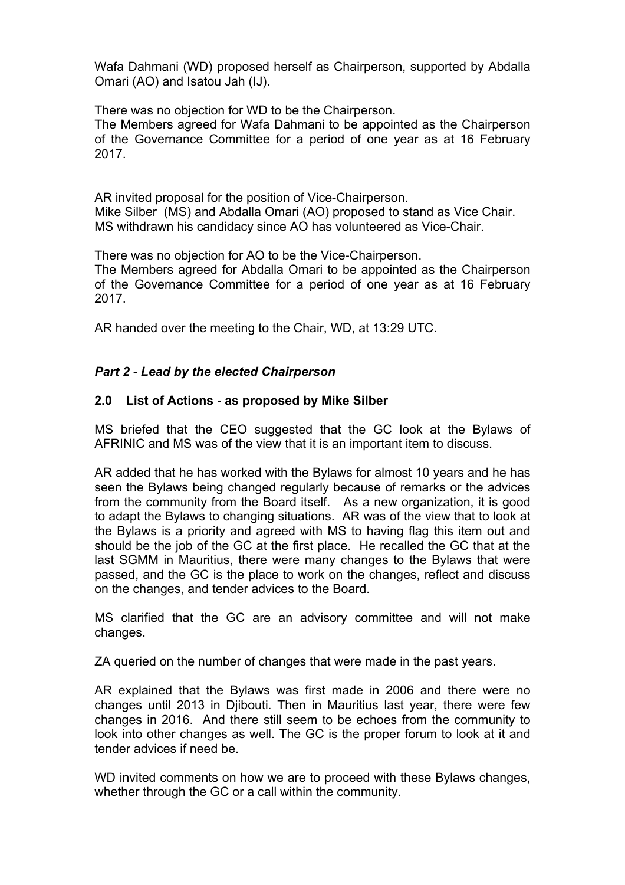Wafa Dahmani (WD) proposed herself as Chairperson, supported by Abdalla Omari (AO) and Isatou Jah (IJ).

There was no objection for WD to be the Chairperson.
The Members agreed for Wafa Dahmani to be appointed as the Chairperson of the Governance Committee for a period of one year as at 16 February 2017.

AR invited proposal for the position of Vice-Chairperson.
Mike Silber (MS) and Abdalla Omari (AO) proposed to stand as Vice Chair.
MS withdrawn his candidacy since AO has volunteered as Vice-Chair.

There was no objection for AO to be the Vice-Chairperson.
The Members agreed for Abdalla Omari to be appointed as the Chairperson of the Governance Committee for a period of one year as at 16 February 2017.

AR handed over the meeting to the Chair, WD, at 13:29 UTC.

### *Part 2 - Lead by the elected Chairperson*

#### 2.0 List of Actions - as proposed by Mike Silber

MS briefed that the CEO suggested that the GC look at the Bylaws of AFRINIC and MS was of the view that it is an important item to discuss.

AR added that he has worked with the Bylaws for almost 10 years and he has seen the Bylaws being changed regularly because of remarks or the advices from the community from the Board itself. As a new organization, it is good to adapt the Bylaws to changing situations. AR was of the view that to look at the Bylaws is a priority and agreed with MS to having flag this item out and should be the job of the GC at the first place. He recalled the GC that at the last SGMM in Mauritius, there were many changes to the Bylaws that were passed, and the GC is the place to work on the changes, reflect and discuss on the changes, and tender advices to the Board.

MS clarified that the GC are an advisory committee and will not make changes.

ZA queried on the number of changes that were made in the past years.

AR explained that the Bylaws was first made in 2006 and there were no changes until 2013 in Djibouti. Then in Mauritius last year, there were few changes in 2016. And there still seem to be echoes from the community to look into other changes as well. The GC is the proper forum to look at it and tender advices if need be.

WD invited comments on how we are to proceed with these Bylaws changes, whether through the GC or a call within the community.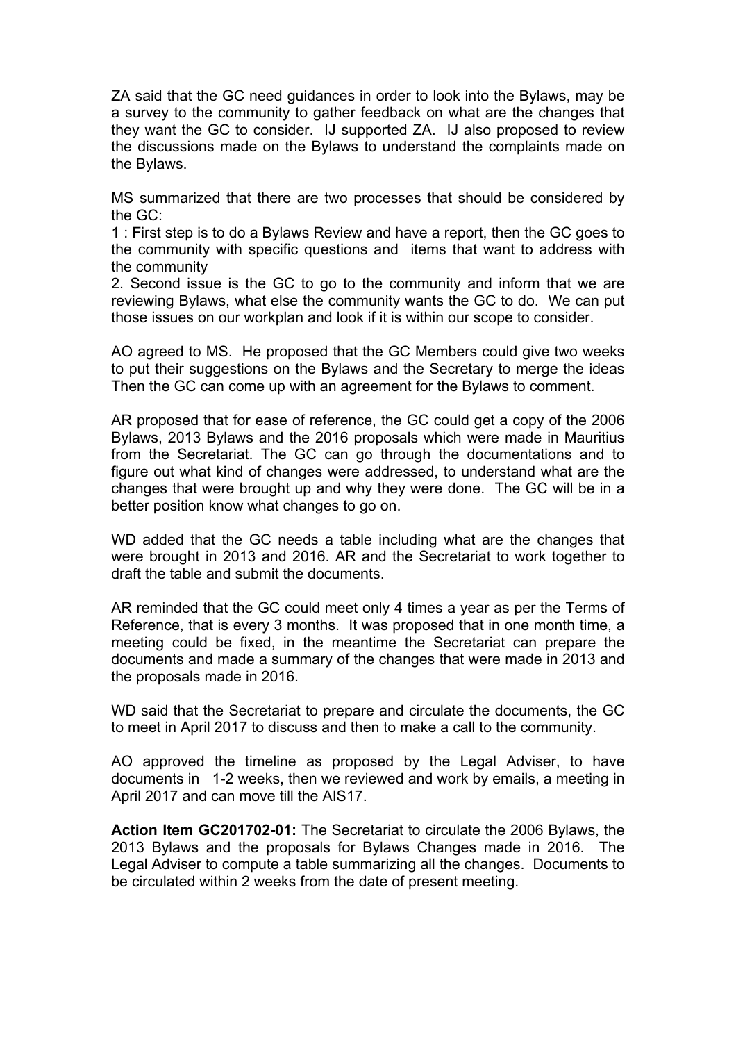ZA said that the GC need guidances in order to look into the Bylaws, may be a survey to the community to gather feedback on what are the changes that they want the GC to consider. IJ supported ZA. IJ also proposed to review the discussions made on the Bylaws to understand the complaints made on the Bylaws.

MS summarized that there are two processes that should be considered by the GC:

1 : First step is to do a Bylaws Review and have a report, then the GC goes to the community with specific questions and items that want to address with the community

2. Second issue is the GC to go to the community and inform that we are reviewing Bylaws, what else the community wants the GC to do. We can put those issues on our workplan and look if it is within our scope to consider.

AO agreed to MS. He proposed that the GC Members could give two weeks to put their suggestions on the Bylaws and the Secretary to merge the ideas Then the GC can come up with an agreement for the Bylaws to comment.

AR proposed that for ease of reference, the GC could get a copy of the 2006 Bylaws, 2013 Bylaws and the 2016 proposals which were made in Mauritius from the Secretariat. The GC can go through the documentations and to figure out what kind of changes were addressed, to understand what are the changes that were brought up and why they were done. The GC will be in a better position know what changes to go on.

WD added that the GC needs a table including what are the changes that were brought in 2013 and 2016. AR and the Secretariat to work together to draft the table and submit the documents.

AR reminded that the GC could meet only 4 times a year as per the Terms of Reference, that is every 3 months. It was proposed that in one month time, a meeting could be fixed, in the meantime the Secretariat can prepare the documents and made a summary of the changes that were made in 2013 and the proposals made in 2016.

WD said that the Secretariat to prepare and circulate the documents, the GC to meet in April 2017 to discuss and then to make a call to the community.

AO approved the timeline as proposed by the Legal Adviser, to have documents in 1-2 weeks, then we reviewed and work by emails, a meeting in April 2017 and can move till the AIS17.

**Action Item GC201702-01:** The Secretariat to circulate the 2006 Bylaws, the 2013 Bylaws and the proposals for Bylaws Changes made in 2016. The Legal Adviser to compute a table summarizing all the changes. Documents to be circulated within 2 weeks from the date of present meeting.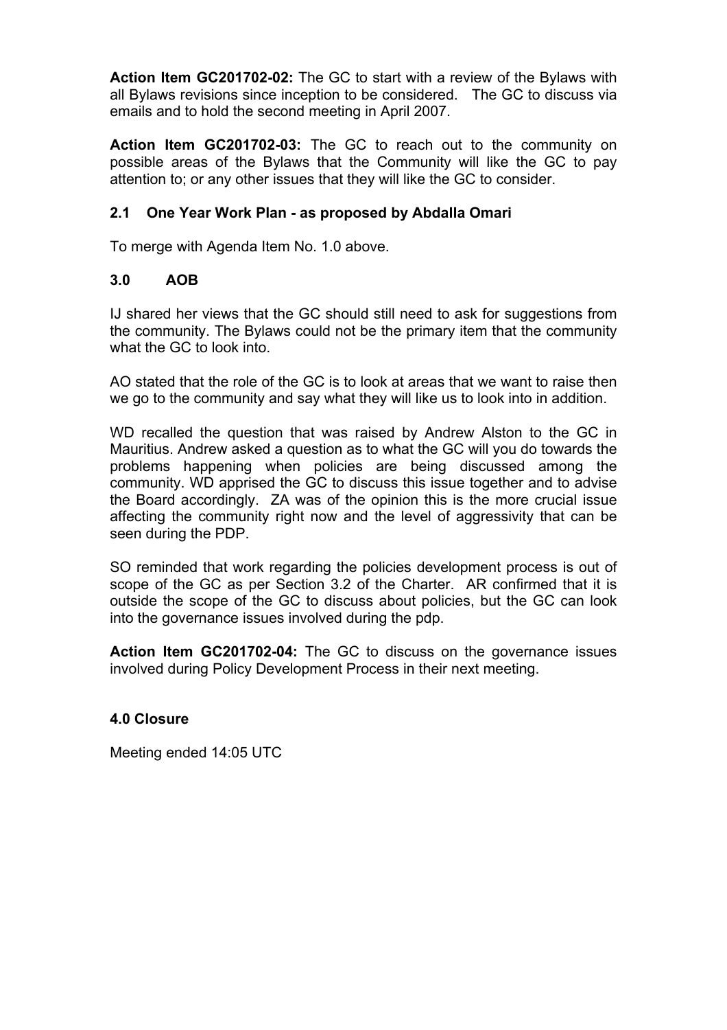**Action Item GC201702-02:** The GC to start with a review of the Bylaws with all Bylaws revisions since inception to be considered. The GC to discuss via emails and to hold the second meeting in April 2007.

**Action Item GC201702-03:** The GC to reach out to the community on possible areas of the Bylaws that the Community will like the GC to pay attention to; or any other issues that they will like the GC to consider.

### 2.1 One Year Work Plan - as proposed by Abdalla Omari

To merge with Agenda Item No. 1.0 above.

### 3.0 AOB

IJ shared her views that the GC should still need to ask for suggestions from the community. The Bylaws could not be the primary item that the community what the GC to look into.

AO stated that the role of the GC is to look at areas that we want to raise then we go to the community and say what they will like us to look into in addition.

WD recalled the question that was raised by Andrew Alston to the GC in Mauritius. Andrew asked a question as to what the GC will you do towards the problems happening when policies are being discussed among the community. WD apprised the GC to discuss this issue together and to advise the Board accordingly. ZA was of the opinion this is the more crucial issue affecting the community right now and the level of aggressivity that can be seen during the PDP.

SO reminded that work regarding the policies development process is out of scope of the GC as per Section 3.2 of the Charter. AR confirmed that it is outside the scope of the GC to discuss about policies, but the GC can look into the governance issues involved during the pdp.

**Action Item GC201702-04:** The GC to discuss on the governance issues involved during Policy Development Process in their next meeting.

### 4.0 Closure

Meeting ended 14:05 UTC